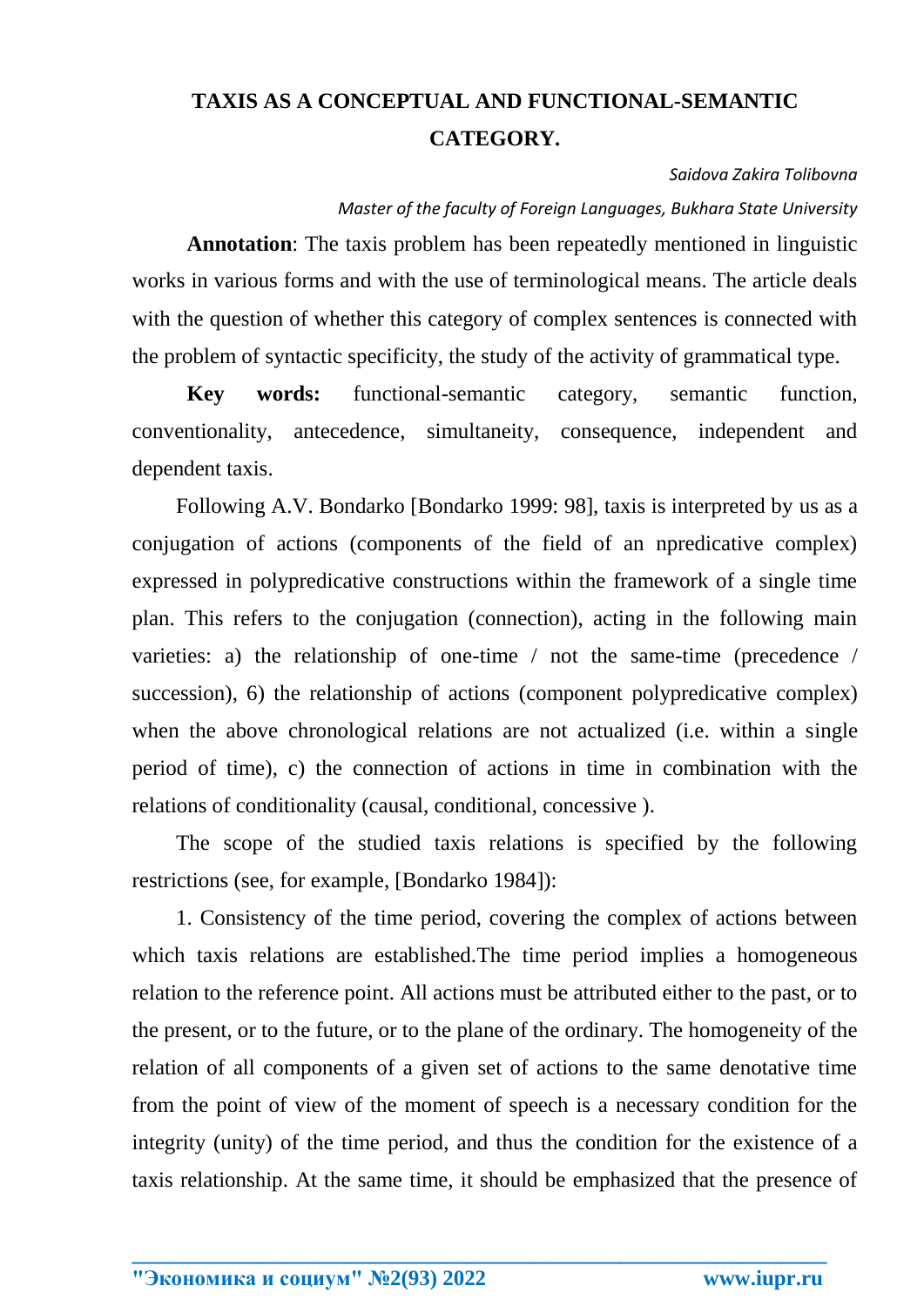# TAXIS AS A CONCEPTUAL AND FUNCTIONAL-SEMANTIC CATEGORY.

*Saidova Zakira Tolibovna*

*Master of the faculty of Foreign Languages, Bukhara State University*

**Annotation**: The taxis problem has been repeatedly mentioned in linguistic works in various forms and with the use of terminological means. The article deals with the question of whether this category of complex sentences is connected with the problem of syntactic specificity, the study of the activity of grammatical type.

**Key words:** functional-semantic category, semantic function, conventionality, antecedence, simultaneity, consequence, independent and dependent taxis.

Following A.V. Bondarko [Bondarko 1999: 98], taxis is interpreted by us as a conjugation of actions (components of the field of an npredicative complex) expressed in polypredicative constructions within the framework of a single time plan. This refers to the conjugation (connection), acting in the following main varieties: a) the relationship of one-time / not the same-time (precedence / succession), 6) the relationship of actions (component polypredicative complex) when the above chronological relations are not actualized (i.e. within a single period of time), c) the connection of actions in time in combination with the relations of conditionality (causal, conditional, concessive ).

The scope of the studied taxis relations is specified by the following restrictions (see, for example, [Bondarko 1984]):

1. Consistency of the time period, covering the complex of actions between which taxis relations are established.The time period implies a homogeneous relation to the reference point. All actions must be attributed either to the past, or to the present, or to the future, or to the plane of the ordinary. The homogeneity of the relation of all components of a given set of actions to the same denotative time from the point of view of the moment of speech is a necessary condition for the integrity (unity) of the time period, and thus the condition for the existence of a taxis relationship. At the same time, it should be emphasized that the presence of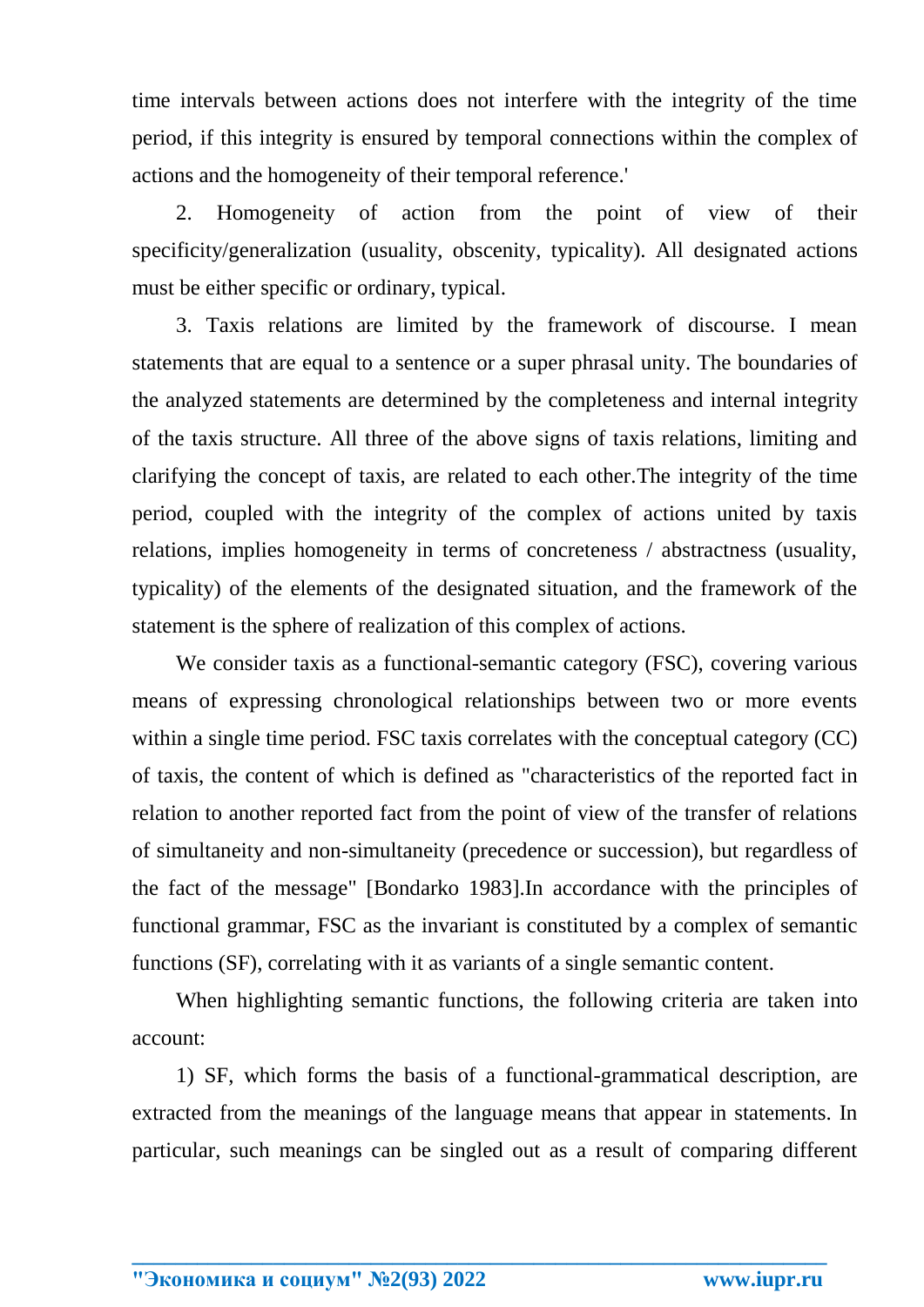time intervals between actions does not interfere with the integrity of the time period, if this integrity is ensured by temporal connections within the complex of actions and the homogeneity of their temporal reference.'

2. Homogeneity of action from the point of view of their specificity/generalization (usuality, obscenity, typicality). All designated actions must be either specific or ordinary, typical.

3. Taxis relations are limited by the framework of discourse. I mean statements that are equal to a sentence or a super phrasal unity. The boundaries of the analyzed statements are determined by the completeness and internal integrity of the taxis structure. All three of the above signs of taxis relations, limiting and clarifying the concept of taxis, are related to each other.The integrity of the time period, coupled with the integrity of the complex of actions united by taxis relations, implies homogeneity in terms of concreteness / abstractness (usuality, typicality) of the elements of the designated situation, and the framework of the statement is the sphere of realization of this complex of actions.

We consider taxis as a functional-semantic category (FSC), covering various means of expressing chronological relationships between two or more events within a single time period. FSC taxis correlates with the conceptual category (CC) of taxis, the content of which is defined as "characteristics of the reported fact in relation to another reported fact from the point of view of the transfer of relations of simultaneity and non-simultaneity (precedence or succession), but regardless of the fact of the message" [Bondarko 1983].In accordance with the principles of functional grammar, FSC as the invariant is constituted by a complex of semantic functions (SF), correlating with it as variants of a single semantic content.

When highlighting semantic functions, the following criteria are taken into account:

1) SF, which forms the basis of a functional-grammatical description, are extracted from the meanings of the language means that appear in statements. In particular, such meanings can be singled out as a result of comparing different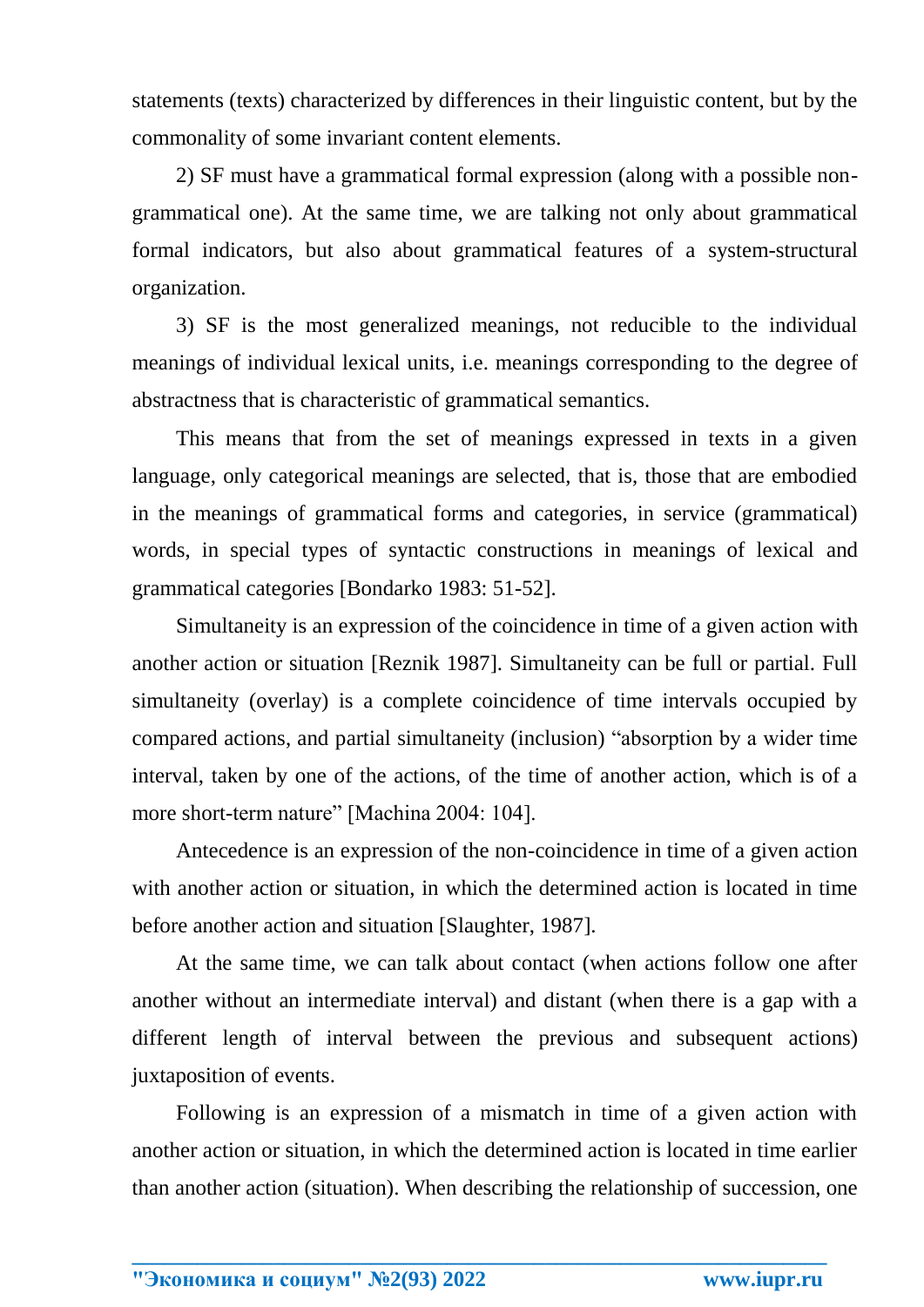statements (texts) characterized by differences in their linguistic content, but by the commonality of some invariant content elements.

2) SF must have a grammatical formal expression (along with a possible non-grammatical one). At the same time, we are talking not only about grammatical formal indicators, but also about grammatical features of a system-structural organization.

3) SF is the most generalized meanings, not reducible to the individual meanings of individual lexical units, i.e. meanings corresponding to the degree of abstractness that is characteristic of grammatical semantics.

This means that from the set of meanings expressed in texts in a given language, only categorical meanings are selected, that is, those that are embodied in the meanings of grammatical forms and categories, in service (grammatical) words, in special types of syntactic constructions in meanings of lexical and grammatical categories [Bondarko 1983: 51-52].

Simultaneity is an expression of the coincidence in time of a given action with another action or situation [Reznik 1987]. Simultaneity can be full or partial. Full simultaneity (overlay) is a complete coincidence of time intervals occupied by compared actions, and partial simultaneity (inclusion) "absorption by a wider time interval, taken by one of the actions, of the time of another action, which is of a more short-term nature" [Machina 2004: 104].

Antecedence is an expression of the non-coincidence in time of a given action with another action or situation, in which the determined action is located in time before another action and situation [Slaughter, 1987].

At the same time, we can talk about contact (when actions follow one after another without an intermediate interval) and distant (when there is a gap with a different length of interval between the previous and subsequent actions) juxtaposition of events.

Following is an expression of a mismatch in time of a given action with another action or situation, in which the determined action is located in time earlier than another action (situation). When describing the relationship of succession, one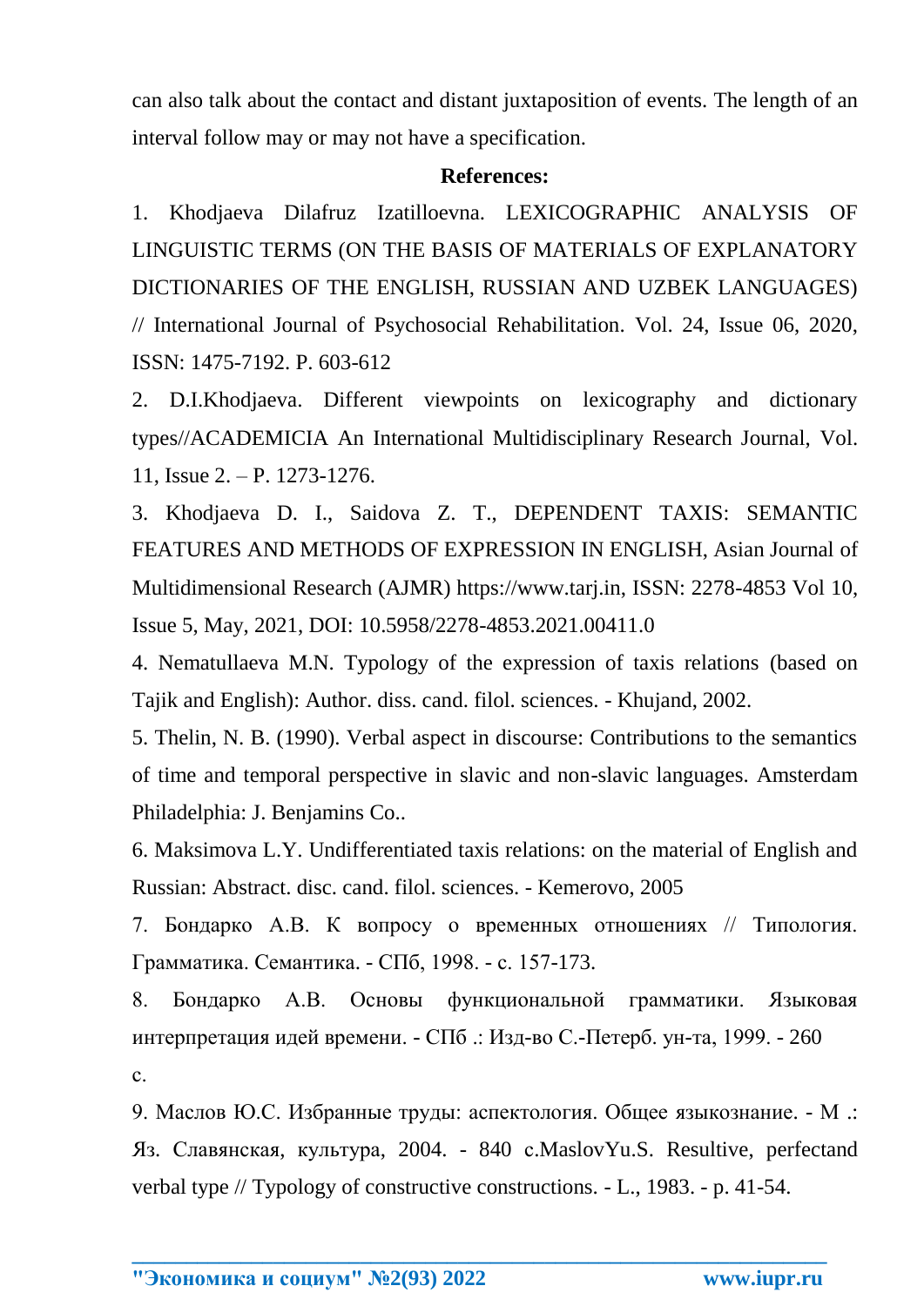can also talk about the contact and distant juxtaposition of events. The length of an interval follow may or may not have a specification.

**References:**

1. Khodjaeva Dilafruz Izatilloevna. LEXICOGRAPHIC ANALYSIS OF LINGUISTIC TERMS (ON THE BASIS OF MATERIALS OF EXPLANATORY DICTIONARIES OF THE ENGLISH, RUSSIAN AND UZBEK LANGUAGES) // International Journal of Psychosocial Rehabilitation. Vol. 24, Issue 06, 2020, ISSN: 1475-7192. P. 603-612
2. D.I.Khodjaeva. Different viewpoints on lexicography and dictionary types//ACADEMICIA An International Multidisciplinary Research Journal, Vol. 11, Issue 2. – P. 1273-1276.
3. Khodjaeva D. I., Saidova Z. T., DEPENDENT TAXIS: SEMANTIC FEATURES AND METHODS OF EXPRESSION IN ENGLISH, Asian Journal of Multidimensional Research (AJMR) https://www.tarj.in, ISSN: 2278-4853 Vol 10, Issue 5, May, 2021, DOI: 10.5958/2278-4853.2021.00411.0
4. Nematullaeva M.N. Typology of the expression of taxis relations (based on Tajik and English): Author. diss. cand. filol. sciences. - Khujand, 2002.
5. Thelin, N. B. (1990). Verbal aspect in discourse: Contributions to the semantics of time and temporal perspective in slavic and non-slavic languages. Amsterdam Philadelphia: J. Benjamins Co..
6. Maksimova L.Y. Undifferentiated taxis relations: on the material of English and Russian: Abstract. disc. cand. filol. sciences. - Kemerovo, 2005
7. Бондарко А.В. К вопросу о временных отношениях // Типология. Грамматика. Семантика. - СПб, 1998. - с. 157-173.
8. Бондарко А.В. Основы функциональной грамматики. Языковая интерпретация идей времени. - СПб .: Изд-во С.-Петерб. ун-та, 1999. - 260 с.
9. Маслов Ю.С. Избранные труды: аспектология. Общее языкознание. - М .: Яз. Славянская, культура, 2004. - 840 с.MaslovYu.S. Resultive, perfectand verbal type // Typology of constructive constructions. - L., 1983. - p. 41-54.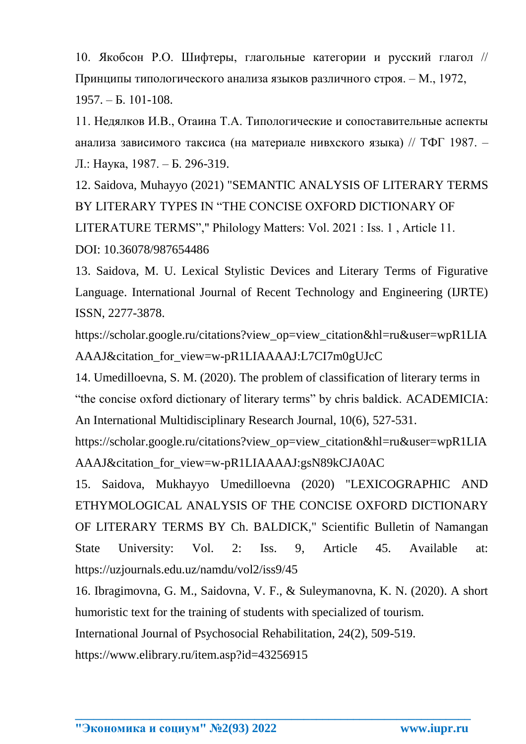10. Якобсон Р.О. Шифтеры, глагольные категории и русский глагол // Принципы типологического анализа языков различного строя. – М., 1972, 1957. – Б. 101-108.

11. Недялков И.В., Отаина Т.А. Типологические и сопоставительные аспекты анализа зависимого таксиса (на материале нивхского языка) // ТФГ 1987. – Л.: Наука, 1987. – Б. 296-319.

12. Saidova, Muhayyo (2021) "SEMANTIC ANALYSIS OF LITERARY TERMS BY LITERARY TYPES IN "THE CONCISE OXFORD DICTIONARY OF LITERATURE TERMS"," Philology Matters: Vol. 2021 : Iss. 1 , Article 11. DOI: 10.36078/987654486

13. Saidova, M. U. Lexical Stylistic Devices and Literary Terms of Figurative Language. International Journal of Recent Technology and Engineering (IJRTE) ISSN, 2277-3878. https://scholar.google.ru/citations?view_op=view_citation&hl=ru&user=wpR1LIAAAAAJ&citation_for_view=w-pR1LIAAAAJ:L7CI7m0gUJcC

14. Umedilloevna, S. M. (2020). The problem of classification of literary terms in "the concise oxford dictionary of literary terms" by chris baldick. ACADEMICIA: An International Multidisciplinary Research Journal, 10(6), 527-531. https://scholar.google.ru/citations?view_op=view_citation&hl=ru&user=wpR1LIAAAAAJ&citation_for_view=w-pR1LIAAAAJ:gsN89kCJA0AC

15. Saidova, Mukhayyo Umedilloevna (2020) "LEXICOGRAPHIC AND ETHYMOLOGICAL ANALYSIS OF THE CONCISE OXFORD DICTIONARY OF LITERARY TERMS BY Ch. BALDICK," Scientific Bulletin of Namangan State University: Vol. 2: Iss. 9, Article 45. Available at: https://uzjournals.edu.uz/namdu/vol2/iss9/45

16. Ibragimovna, G. M., Saidovna, V. F., & Suleymanovna, K. N. (2020). A short humoristic text for the training of students with specialized of tourism. International Journal of Psychosocial Rehabilitation, 24(2), 509-519. https://www.elibrary.ru/item.asp?id=43256915